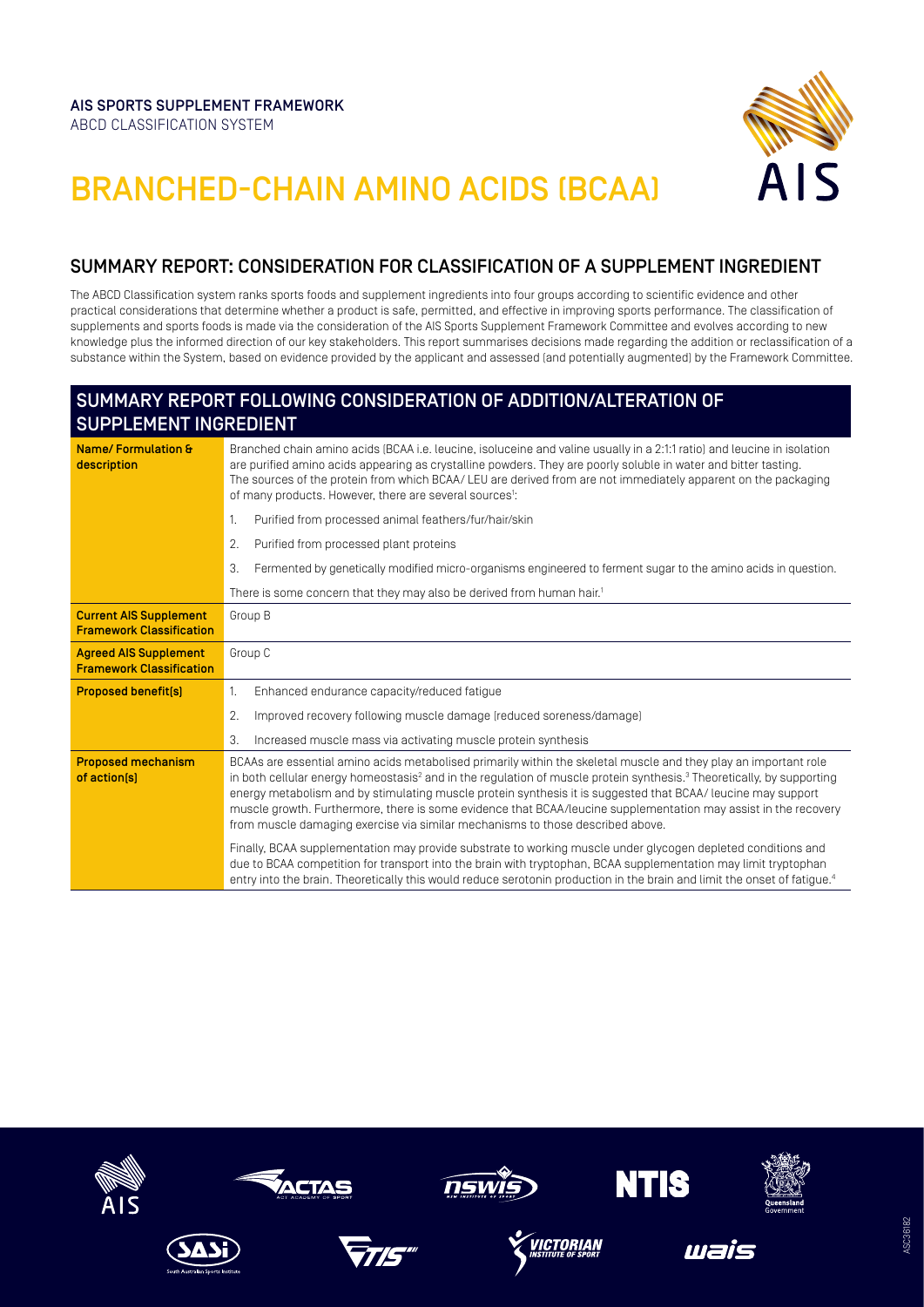**AIS SPORTS SUPPLEMENT FRAMEWORK**
ABCD CLASSIFICATION SYSTEM

# BRANCHED-CHAIN AMINO ACIDS (BCAA)

## SUMMARY REPORT: CONSIDERATION FOR CLASSIFICATION OF A SUPPLEMENT INGREDIENT

The ABCD Classification system ranks sports foods and supplement ingredients into four groups according to scientific evidence and other practical considerations that determine whether a product is safe, permitted, and effective in improving sports performance. The classification of supplements and sports foods is made via the consideration of the AIS Sports Supplement Framework Committee and evolves according to new knowledge plus the informed direction of our key stakeholders. This report summarises decisions made regarding the addition or reclassification of a substance within the System, based on evidence provided by the applicant and assessed (and potentially augmented) by the Framework Committee.

## SUMMARY REPORT FOLLOWING CONSIDERATION OF ADDITION/ALTERATION OF SUPPLEMENT INGREDIENT

| | |
|---|---|
| **Name/ Formulation & description** | Branched chain amino acids (BCAA i.e. leucine, isoluceine and valine usually in a 2:1:1 ratio) and leucine in isolation are purified amino acids appearing as crystalline powders. They are poorly soluble in water and bitter tasting. The sources of the protein from which BCAA/ LEU are derived from are not immediately apparent on the packaging of many products. However, there are several sources[1]:<br>1. Purified from processed animal feathers/fur/hair/skin<br>2. Purified from processed plant proteins<br>3. Fermented by genetically modified micro-organisms engineered to ferment sugar to the amino acids in question.<br>There is some concern that they may also be derived from human hair.[1] |
| **Current AIS Supplement Framework Classification** | Group B |
| **Agreed AIS Supplement Framework Classification** | Group C |
| **Proposed benefit(s)** | 1. Enhanced endurance capacity/reduced fatigue<br>2. Improved recovery following muscle damage (reduced soreness/damage)<br>3. Increased muscle mass via activating muscle protein synthesis |
| **Proposed mechanism of action(s)** | BCAAs are essential amino acids metabolised primarily within the skeletal muscle and they play an important role in both cellular energy homeostasis[2] and in the regulation of muscle protein synthesis.[3] Theoretically, by supporting energy metabolism and by stimulating muscle protein synthesis it is suggested that BCAA/ leucine may support muscle growth. Furthermore, there is some evidence that BCAA/leucine supplementation may assist in the recovery from muscle damaging exercise via similar mechanisms to those described above.<br><br>Finally, BCAA supplementation may provide substrate to working muscle under glycogen depleted conditions and due to BCAA competition for transport into the brain with tryptophan, BCAA supplementation may limit tryptophan entry into the brain. Theoretically this would reduce serotonin production in the brain and limit the onset of fatigue.[4] |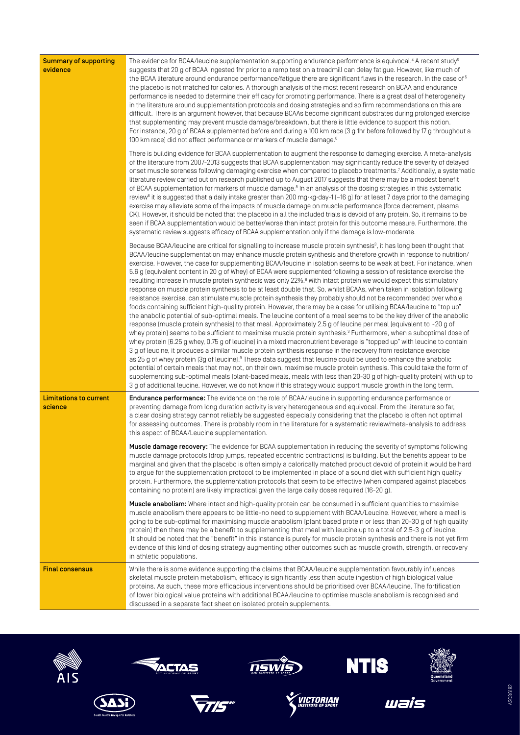| | |
|---|---|
| **Summary of supporting evidence** | The evidence for BCAA/leucine supplementation supporting endurance performance is equivocal.[4] A recent study[5] suggests that 20 g of BCAA ingested 1hr prior to a ramp test on a treadmill can delay fatigue. However, like much of the BCAA literature around endurance performance/fatigue there are significant flaws in the research. In the case of [5] the placebo is not matched for calories. A thorough analysis of the most recent research on BCAA and endurance performance is needed to determine their efficacy for promoting performance. There is a great deal of heterogeneity in the literature around supplementation protocols and dosing strategies and so firm recommendations on this are difficult. There is an argument however, that because BCAAs become significant substrates during prolonged exercise that supplementing may prevent muscle damage/breakdown, but there is little evidence to support this notion. For instance, 20 g of BCAA supplemented before and during a 100 km race (3 g 1hr before followed by 17 g throughout a 100 km race) did not affect performance or markers of muscle damage.[6]<br><br>There is building evidence for BCAA supplementation to augment the response to damaging exercise. A meta-analysis of the literature from 2007-2013 suggests that BCAA supplementation may significantly reduce the severity of delayed onset muscle soreness following damaging exercise when compared to placebo treatments.[7] Additionally, a systematic literature review carried out on research published up to August 2017 suggests that there may be a modest benefit of BCAA supplementation for markers of muscle damage.[8] In an analysis of the dosing strategies in this systematic review[8] it is suggested that a daily intake greater than 200 mg·kg·day-1 (~16 g) for at least 7 days prior to the damaging exercise may alleviate some of the impacts of muscle damage on muscle performance (force decrement, plasma CK). However, it should be noted that the placebo in all the included trials is devoid of any protein. So, it remains to be seen if BCAA supplementation would be better/worse than intact protein for this outcome measure. Furthermore, the systematic review suggests efficacy of BCAA supplementation only if the damage is low-moderate.<br><br>Because BCAA/leucine are critical for signalling to increase muscle protein synthesis[3], it has long been thought that BCAA/leucine supplementation may enhance muscle protein synthesis and therefore growth in response to nutrition/exercise. However, the case for supplementing BCAA/leucine in isolation seems to be weak at best. For instance, when 5.6 g (equivalent content in 20 g of Whey) of BCAA were supplemented following a session of resistance exercise the resulting increase in muscle protein synthesis was only 22%.[8] With intact protein we would expect this stimulatory response on muscle protein synthesis to be at least double that. So, whilst BCAAs, when taken in isolation following resistance exercise, can stimulate muscle protein synthesis they probably should not be recommended over whole foods containing sufficient high-quality protein. However, there may be a case for utilising BCAA/leucine to "top up" the anabolic potential of sub-optimal meals. The leucine content of a meal seems to be the key driver of the anabolic response (muscle protein synthesis) to that meal. Approximately 2.5 g of leucine per meal (equivalent to ~20 g of whey protein) seems to be sufficient to maximise muscle protein synthesis.[3] Furthermore, when a suboptimal dose of whey protein (6.25 g whey, 0.75 g of leucine) in a mixed macronutrient beverage is "topped up" with leucine to contain 3 g of leucine, it produces a similar muscle protein synthesis response in the recovery from resistance exercise as 25 g of whey protein (3g of leucine).[9] These data suggest that leucine could be used to enhance the anabolic potential of certain meals that may not, on their own, maximise muscle protein synthesis. This could take the form of supplementing sub-optimal meals (plant-based meals, meals with less than 20-30 g of high-quality protein) with up to 3 g of additional leucine. However, we do not know if this strategy would support muscle growth in the long term. |
| **Limitations to current science** | **Endurance performance:** The evidence on the role of BCAA/leucine in supporting endurance performance or preventing damage from long duration activity is very heterogeneous and equivocal. From the literature so far, a clear dosing strategy cannot reliably be suggested especially considering that the placebo is often not optimal for assessing outcomes. There is probably room in the literature for a systematic review/meta-analysis to address this aspect of BCAA/Leucine supplementation.<br><br>**Muscle damage recovery:** The evidence for BCAA supplementation in reducing the severity of symptoms following muscle damage protocols (drop jumps, repeated eccentric contractions) is building. But the benefits appear to be marginal and given that the placebo is often simply a calorically matched product devoid of protein it would be hard to argue for the supplementation protocol to be implemented in place of a sound diet with sufficient high quality protein. Furthermore, the supplementation protocols that seem to be effective (when compared against placebos containing no protein) are likely impractical given the large daily doses required (16-20 g).<br><br>**Muscle anabolism:** Where intact and high-quality protein can be consumed in sufficient quantities to maximise muscle anabolism there appears to be little-no need to supplement with BCAA/Leucine. However, where a meal is going to be sub-optimal for maximising muscle anabolism (plant based protein or less than 20-30 g of high quality protein) then there may be a benefit to supplementing that meal with leucine up to a total of 2.5-3 g of leucine. It should be noted that the "benefit" in this instance is purely for muscle protein synthesis and there is not yet firm evidence of this kind of dosing strategy augmenting other outcomes such as muscle growth, strength, or recovery in athletic populations. |
| **Final consensus** | While there is some evidence supporting the claims that BCAA/leucine supplementation favourably influences skeletal muscle protein metabolism, efficacy is significantly less than acute ingestion of high biological value proteins. As such, these more efficacious interventions should be prioritised over BCAA/leucine. The fortification of lower biological value proteins with additional BCAA/leucine to optimise muscle anabolism is recognised and discussed in a separate fact sheet on isolated protein supplements. |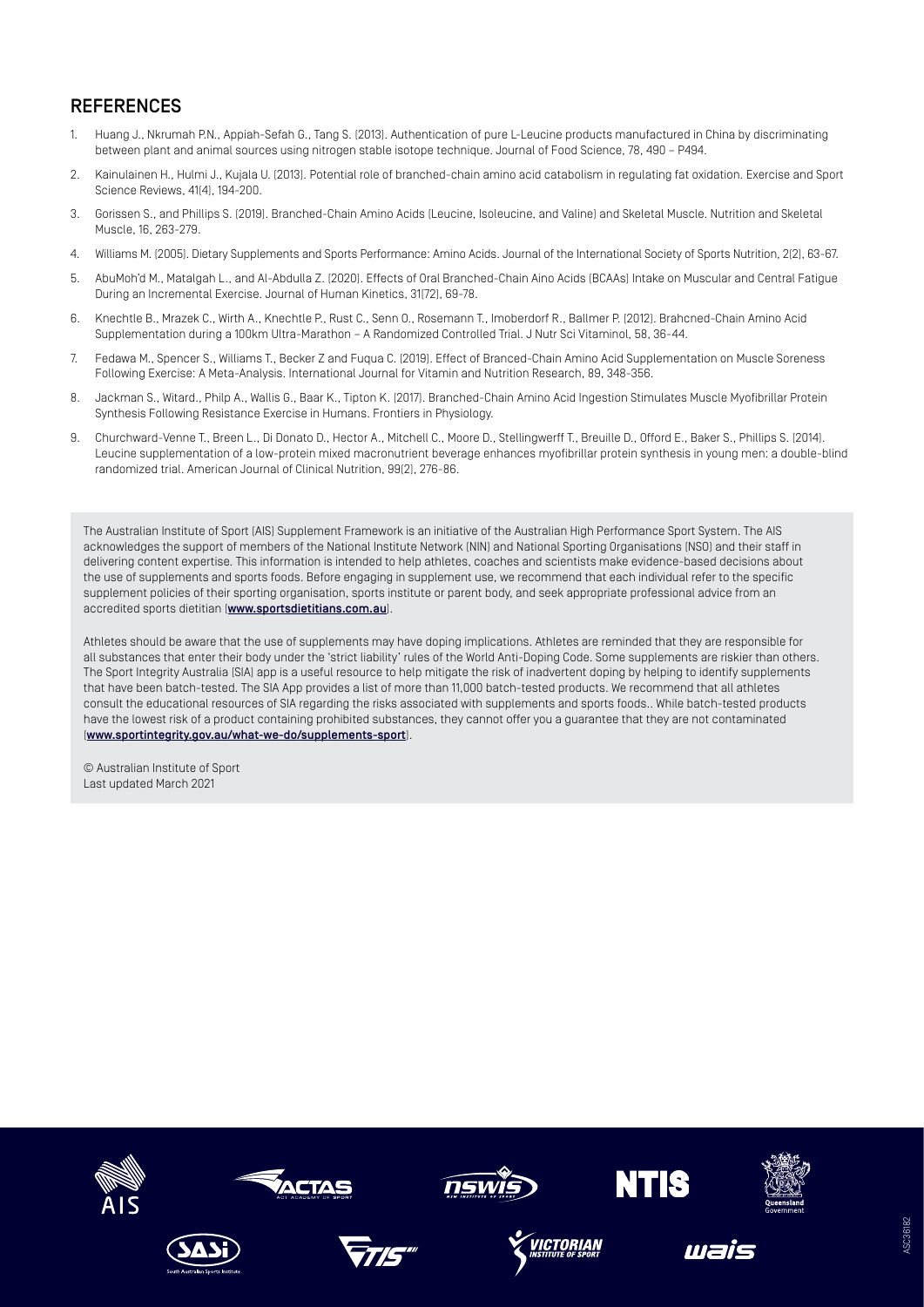## REFERENCES

1. Huang J., Nkrumah P.N., Appiah-Sefah G., Tang S. (2013). Authentication of pure L-Leucine products manufactured in China by discriminating between plant and animal sources using nitrogen stable isotope technique. Journal of Food Science, 78, 490 – P494.
2. Kainulainen H., Hulmi J., Kujala U. (2013). Potential role of branched-chain amino acid catabolism in regulating fat oxidation. Exercise and Sport Science Reviews, 41(4), 194-200.
3. Gorissen S., and Phillips S. (2019). Branched-Chain Amino Acids (Leucine, Isoleucine, and Valine) and Skeletal Muscle. Nutrition and Skeletal Muscle, 16, 263-279.
4. Williams M. (2005). Dietary Supplements and Sports Performance: Amino Acids. Journal of the International Society of Sports Nutrition, 2(2), 63-67.
5. AbuMoh'd M., Matalgah L., and Al-Abdulla Z. (2020). Effects of Oral Branched-Chain Aino Acids (BCAAs) Intake on Muscular and Central Fatigue During an Incremental Exercise. Journal of Human Kinetics, 31(72), 69-78.
6. Knechtle B., Mrazek C., Wirth A., Knechtle P., Rust C., Senn O., Rosemann T., Imoberdorf R., Ballmer P. (2012). Brahcned-Chain Amino Acid Supplementation during a 100km Ultra-Marathon – A Randomized Controlled Trial. J Nutr Sci Vitaminol, 58, 36-44.
7. Fedawa M., Spencer S., Williams T., Becker Z and Fuqua C. (2019). Effect of Branced-Chain Amino Acid Supplementation on Muscle Soreness Following Exercise: A Meta-Analysis. International Journal for Vitamin and Nutrition Research, 89, 348-356.
8. Jackman S., Witard., Philp A., Wallis G., Baar K., Tipton K. (2017). Branched-Chain Amino Acid Ingestion Stimulates Muscle Myofibrillar Protein Synthesis Following Resistance Exercise in Humans. Frontiers in Physiology.
9. Churchward-Venne T., Breen L., Di Donato D., Hector A., Mitchell C., Moore D., Stellingwerff T., Breuille D., Offord E., Baker S., Phillips S. (2014). Leucine supplementation of a low-protein mixed macronutrient beverage enhances myofibrillar protein synthesis in young men: a double-blind randomized trial. American Journal of Clinical Nutrition, 99(2), 276-86.

The Australian Institute of Sport (AIS) Supplement Framework is an initiative of the Australian High Performance Sport System. The AIS acknowledges the support of members of the National Institute Network (NIN) and National Sporting Organisations (NSO) and their staff in delivering content expertise. This information is intended to help athletes, coaches and scientists make evidence-based decisions about the use of supplements and sports foods. Before engaging in supplement use, we recommend that each individual refer to the specific supplement policies of their sporting organisation, sports institute or parent body, and seek appropriate professional advice from an accredited sports dietitian (**www.sportsdietitians.com.au**).

Athletes should be aware that the use of supplements may have doping implications. Athletes are reminded that they are responsible for all substances that enter their body under the 'strict liability' rules of the World Anti-Doping Code. Some supplements are riskier than others. The Sport Integrity Australia (SIA) app is a useful resource to help mitigate the risk of inadvertent doping by helping to identify supplements that have been batch-tested. The SIA App provides a list of more than 11,000 batch-tested products. We recommend that all athletes consult the educational resources of SIA regarding the risks associated with supplements and sports foods.. While batch-tested products have the lowest risk of a product containing prohibited substances, they cannot offer you a guarantee that they are not contaminated (**www.sportintegrity.gov.au/what-we-do/supplements-sport**).

© Australian Institute of Sport
Last updated March 2021